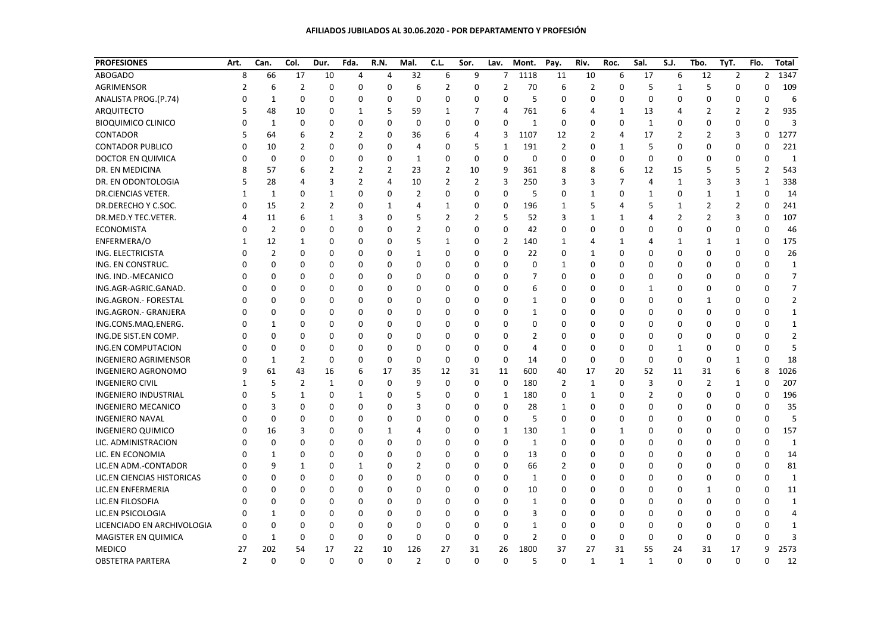**AFILIADOS JUBILADOS AL 30.06.2020 - POR DEPARTAMENTO Y PROFESIÓN**

| PROFESIONES | Art. | Can. | Col. | Dur. | Fda. | R.N. | Mal. | C.L. | Sor. | Lav. | Mont. | Pay. | Riv. | Roc. | Sal. | S.J. | Tbo. | TyT. | Flo. | Total |
|---|---|---|---|---|---|---|---|---|---|---|---|---|---|---|---|---|---|---|---|---|
| ABOGADO | 8 | 66 | 17 | 10 | 4 | 4 | 32 | 6 | 9 | 7 | 1118 | 11 | 10 | 6 | 17 | 6 | 12 | 2 | 2 | 1347 |
| AGRIMENSOR | 2 | 6 | 2 | 0 | 0 | 0 | 6 | 2 | 0 | 2 | 70 | 6 | 2 | 0 | 5 | 1 | 5 | 0 | 0 | 109 |
| ANALISTA PROG.(P.74) | 0 | 1 | 0 | 0 | 0 | 0 | 0 | 0 | 0 | 0 | 5 | 0 | 0 | 0 | 0 | 0 | 0 | 0 | 0 | 6 |
| ARQUITECTO | 5 | 48 | 10 | 0 | 1 | 5 | 59 | 1 | 7 | 4 | 761 | 6 | 4 | 1 | 13 | 4 | 2 | 2 | 2 | 935 |
| BIOQUIMICO CLINICO | 0 | 1 | 0 | 0 | 0 | 0 | 0 | 0 | 0 | 0 | 1 | 0 | 0 | 0 | 1 | 0 | 0 | 0 | 0 | 3 |
| CONTADOR | 5 | 64 | 6 | 2 | 2 | 0 | 36 | 6 | 4 | 3 | 1107 | 12 | 2 | 4 | 17 | 2 | 2 | 3 | 0 | 1277 |
| CONTADOR PUBLICO | 0 | 10 | 2 | 0 | 0 | 0 | 4 | 0 | 5 | 1 | 191 | 2 | 0 | 1 | 5 | 0 | 0 | 0 | 0 | 221 |
| DOCTOR EN QUIMICA | 0 | 0 | 0 | 0 | 0 | 0 | 1 | 0 | 0 | 0 | 0 | 0 | 0 | 0 | 0 | 0 | 0 | 0 | 0 | 1 |
| DR. EN MEDICINA | 8 | 57 | 6 | 2 | 2 | 2 | 23 | 2 | 10 | 9 | 361 | 8 | 8 | 6 | 12 | 15 | 5 | 5 | 2 | 543 |
| DR. EN ODONTOLOGIA | 5 | 28 | 4 | 3 | 2 | 4 | 10 | 2 | 2 | 3 | 250 | 3 | 3 | 7 | 4 | 1 | 3 | 3 | 1 | 338 |
| DR.CIENCIAS VETER. | 1 | 1 | 0 | 1 | 0 | 0 | 2 | 0 | 0 | 0 | 5 | 0 | 1 | 0 | 1 | 0 | 1 | 1 | 0 | 14 |
| DR.DERECHO Y C.SOC. | 0 | 15 | 2 | 2 | 0 | 1 | 4 | 1 | 0 | 0 | 196 | 1 | 5 | 4 | 5 | 1 | 2 | 2 | 0 | 241 |
| DR.MED.Y TEC.VETER. | 4 | 11 | 6 | 1 | 3 | 0 | 5 | 2 | 2 | 5 | 52 | 3 | 1 | 1 | 4 | 2 | 2 | 3 | 0 | 107 |
| ECONOMISTA | 0 | 2 | 0 | 0 | 0 | 0 | 2 | 0 | 0 | 0 | 42 | 0 | 0 | 0 | 0 | 0 | 0 | 0 | 0 | 46 |
| ENFERMERA/O | 1 | 12 | 1 | 0 | 0 | 0 | 5 | 1 | 0 | 2 | 140 | 1 | 4 | 1 | 4 | 1 | 1 | 1 | 0 | 175 |
| ING. ELECTRICISTA | 0 | 2 | 0 | 0 | 0 | 0 | 1 | 0 | 0 | 0 | 22 | 0 | 1 | 0 | 0 | 0 | 0 | 0 | 0 | 26 |
| ING. EN CONSTRUC. | 0 | 0 | 0 | 0 | 0 | 0 | 0 | 0 | 0 | 0 | 0 | 1 | 0 | 0 | 0 | 0 | 0 | 0 | 0 | 1 |
| ING. IND.-MECANICO | 0 | 0 | 0 | 0 | 0 | 0 | 0 | 0 | 0 | 0 | 7 | 0 | 0 | 0 | 0 | 0 | 0 | 0 | 0 | 7 |
| ING.AGR-AGRIC.GANAD. | 0 | 0 | 0 | 0 | 0 | 0 | 0 | 0 | 0 | 0 | 6 | 0 | 0 | 0 | 1 | 0 | 0 | 0 | 0 | 7 |
| ING.AGRON.- FORESTAL | 0 | 0 | 0 | 0 | 0 | 0 | 0 | 0 | 0 | 0 | 1 | 0 | 0 | 0 | 0 | 0 | 1 | 0 | 0 | 2 |
| ING.AGRON.- GRANJERA | 0 | 0 | 0 | 0 | 0 | 0 | 0 | 0 | 0 | 0 | 1 | 0 | 0 | 0 | 0 | 0 | 0 | 0 | 0 | 1 |
| ING.CONS.MAQ.ENERG. | 0 | 1 | 0 | 0 | 0 | 0 | 0 | 0 | 0 | 0 | 0 | 0 | 0 | 0 | 0 | 0 | 0 | 0 | 0 | 1 |
| ING.DE SIST.EN COMP. | 0 | 0 | 0 | 0 | 0 | 0 | 0 | 0 | 0 | 0 | 2 | 0 | 0 | 0 | 0 | 0 | 0 | 0 | 0 | 2 |
| ING.EN COMPUTACION | 0 | 0 | 0 | 0 | 0 | 0 | 0 | 0 | 0 | 0 | 4 | 0 | 0 | 0 | 0 | 1 | 0 | 0 | 0 | 5 |
| INGENIERO AGRIMENSOR | 0 | 1 | 2 | 0 | 0 | 0 | 0 | 0 | 0 | 0 | 14 | 0 | 0 | 0 | 0 | 0 | 0 | 1 | 0 | 18 |
| INGENIERO AGRONOMO | 9 | 61 | 43 | 16 | 6 | 17 | 35 | 12 | 31 | 11 | 600 | 40 | 17 | 20 | 52 | 11 | 31 | 6 | 8 | 1026 |
| INGENIERO CIVIL | 1 | 5 | 2 | 1 | 0 | 0 | 9 | 0 | 0 | 0 | 180 | 2 | 1 | 0 | 3 | 0 | 2 | 1 | 0 | 207 |
| INGENIERO INDUSTRIAL | 0 | 5 | 1 | 0 | 1 | 0 | 5 | 0 | 0 | 1 | 180 | 0 | 1 | 0 | 2 | 0 | 0 | 0 | 0 | 196 |
| INGENIERO MECANICO | 0 | 3 | 0 | 0 | 0 | 0 | 3 | 0 | 0 | 0 | 28 | 1 | 0 | 0 | 0 | 0 | 0 | 0 | 0 | 35 |
| INGENIERO NAVAL | 0 | 0 | 0 | 0 | 0 | 0 | 0 | 0 | 0 | 0 | 5 | 0 | 0 | 0 | 0 | 0 | 0 | 0 | 0 | 5 |
| INGENIERO QUIMICO | 0 | 16 | 3 | 0 | 0 | 1 | 4 | 0 | 0 | 1 | 130 | 1 | 0 | 1 | 0 | 0 | 0 | 0 | 0 | 157 |
| LIC. ADMINISTRACION | 0 | 0 | 0 | 0 | 0 | 0 | 0 | 0 | 0 | 0 | 1 | 0 | 0 | 0 | 0 | 0 | 0 | 0 | 0 | 1 |
| LIC. EN ECONOMIA | 0 | 1 | 0 | 0 | 0 | 0 | 0 | 0 | 0 | 0 | 13 | 0 | 0 | 0 | 0 | 0 | 0 | 0 | 0 | 14 |
| LIC.EN ADM.-CONTADOR | 0 | 9 | 1 | 0 | 1 | 0 | 2 | 0 | 0 | 0 | 66 | 2 | 0 | 0 | 0 | 0 | 0 | 0 | 0 | 81 |
| LIC.EN CIENCIAS HISTORICAS | 0 | 0 | 0 | 0 | 0 | 0 | 0 | 0 | 0 | 0 | 1 | 0 | 0 | 0 | 0 | 0 | 0 | 0 | 0 | 1 |
| LIC.EN ENFERMERIA | 0 | 0 | 0 | 0 | 0 | 0 | 0 | 0 | 0 | 0 | 10 | 0 | 0 | 0 | 0 | 0 | 1 | 0 | 0 | 11 |
| LIC.EN FILOSOFIA | 0 | 0 | 0 | 0 | 0 | 0 | 0 | 0 | 0 | 0 | 1 | 0 | 0 | 0 | 0 | 0 | 0 | 0 | 0 | 1 |
| LIC.EN PSICOLOGIA | 0 | 1 | 0 | 0 | 0 | 0 | 0 | 0 | 0 | 0 | 3 | 0 | 0 | 0 | 0 | 0 | 0 | 0 | 0 | 4 |
| LICENCIADO EN ARCHIVOLOGIA | 0 | 0 | 0 | 0 | 0 | 0 | 0 | 0 | 0 | 0 | 1 | 0 | 0 | 0 | 0 | 0 | 0 | 0 | 0 | 1 |
| MAGISTER EN QUIMICA | 0 | 1 | 0 | 0 | 0 | 0 | 0 | 0 | 0 | 0 | 2 | 0 | 0 | 0 | 0 | 0 | 0 | 0 | 0 | 3 |
| MEDICO | 27 | 202 | 54 | 17 | 22 | 10 | 126 | 27 | 31 | 26 | 1800 | 37 | 27 | 31 | 55 | 24 | 31 | 17 | 9 | 2573 |
| OBSTETRA PARTERA | 2 | 0 | 0 | 0 | 0 | 0 | 2 | 0 | 0 | 0 | 5 | 0 | 1 | 1 | 1 | 0 | 0 | 0 | 0 | 12 |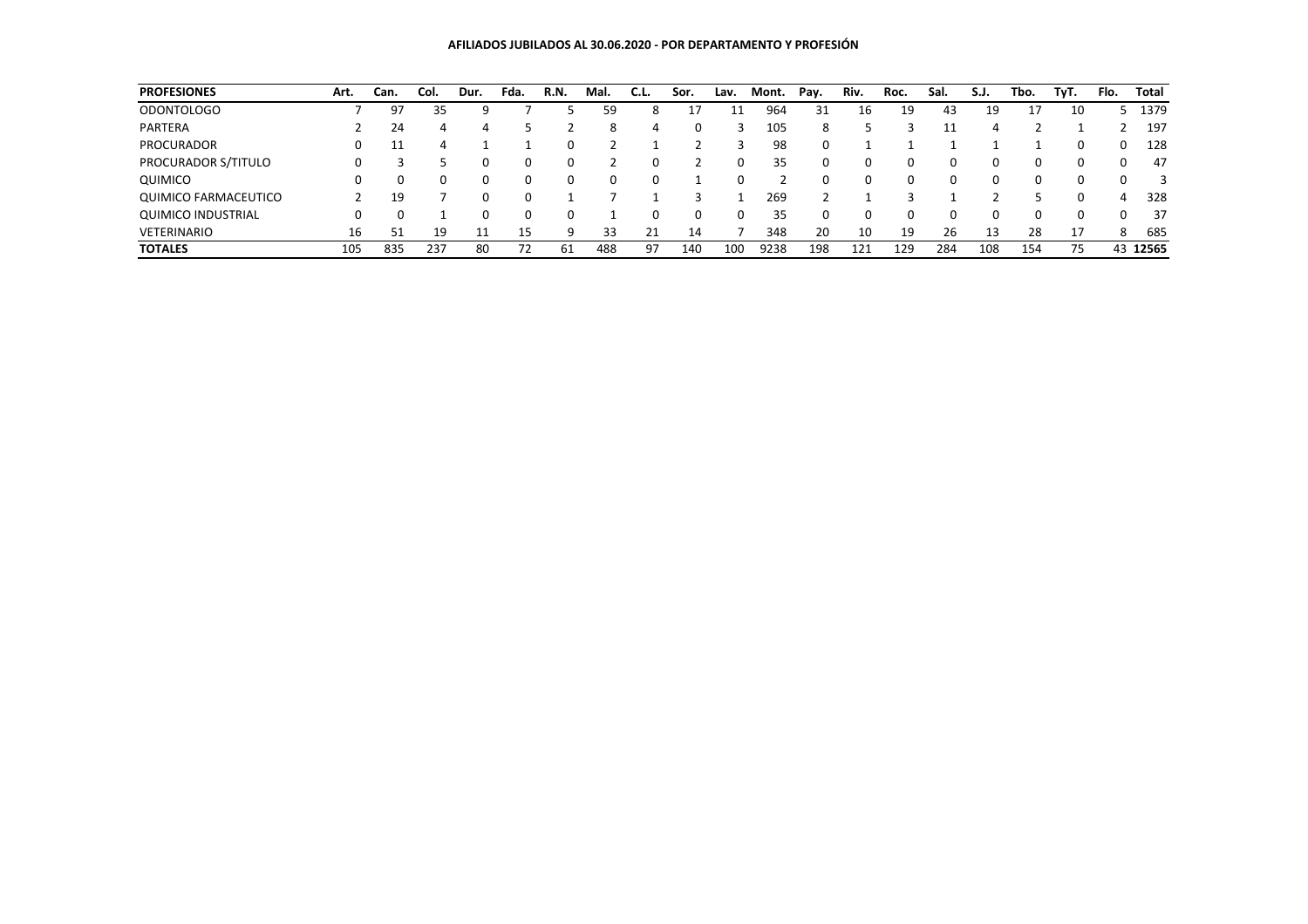**AFILIADOS JUBILADOS AL 30.06.2020 - POR DEPARTAMENTO Y PROFESIÓN**

| PROFESIONES | Art. | Can. | Col. | Dur. | Fda. | R.N. | Mal. | C.L. | Sor. | Lav. | Mont. | Pay. | Riv. | Roc. | Sal. | S.J. | Tbo. | TyT. | Flo. | Total |
|---|---|---|---|---|---|---|---|---|---|---|---|---|---|---|---|---|---|---|---|---|
| ODONTOLOGO | 7 | 97 | 35 | 9 | 7 | 5 | 59 | 8 | 17 | 11 | 964 | 31 | 16 | 19 | 43 | 19 | 17 | 10 | 5 | 1379 |
| PARTERA | 2 | 24 | 4 | 4 | 5 | 2 | 8 | 4 | 0 | 3 | 105 | 8 | 5 | 3 | 11 | 4 | 2 | 1 | 2 | 197 |
| PROCURADOR | 0 | 11 | 4 | 1 | 1 | 0 | 2 | 1 | 2 | 3 | 98 | 0 | 1 | 1 | 1 | 1 | 1 | 0 | 0 | 128 |
| PROCURADOR S/TITULO | 0 | 3 | 5 | 0 | 0 | 0 | 2 | 0 | 2 | 0 | 35 | 0 | 0 | 0 | 0 | 0 | 0 | 0 | 0 | 47 |
| QUIMICO | 0 | 0 | 0 | 0 | 0 | 0 | 0 | 0 | 1 | 0 | 2 | 0 | 0 | 0 | 0 | 0 | 0 | 0 | 0 | 3 |
| QUIMICO FARMACEUTICO | 2 | 19 | 7 | 0 | 0 | 1 | 7 | 1 | 3 | 1 | 269 | 2 | 1 | 3 | 1 | 2 | 5 | 0 | 4 | 328 |
| QUIMICO INDUSTRIAL | 0 | 0 | 1 | 0 | 0 | 0 | 1 | 0 | 0 | 0 | 35 | 0 | 0 | 0 | 0 | 0 | 0 | 0 | 0 | 37 |
| VETERINARIO | 16 | 51 | 19 | 11 | 15 | 9 | 33 | 21 | 14 | 7 | 348 | 20 | 10 | 19 | 26 | 13 | 28 | 17 | 8 | 685 |
| **TOTALES** | 105 | 835 | 237 | 80 | 72 | 61 | 488 | 97 | 140 | 100 | 9238 | 198 | 121 | 129 | 284 | 108 | 154 | 75 | 43 | **12565** |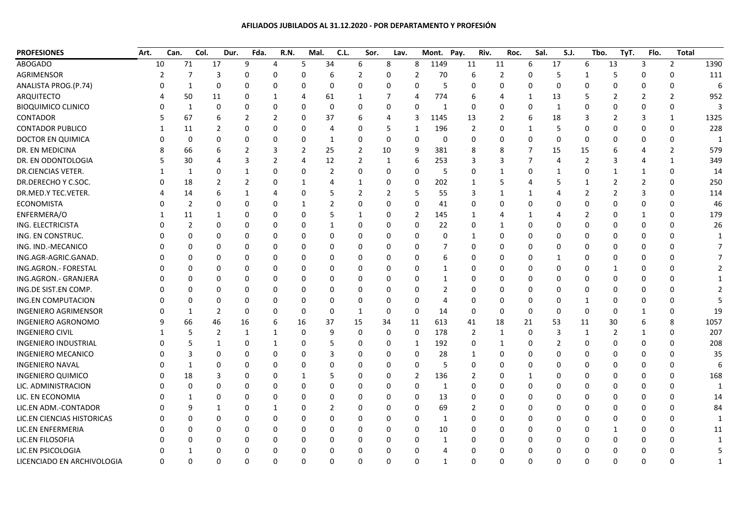# AFILIADOS JUBILADOS AL 31.12.2020 - POR DEPARTAMENTO Y PROFESIÓN

| PROFESIONES | Art. | Can. | Col. | Dur. | Fda. | R.N. | Mal. | C.L. | Sor. | Lav. | Mont. | Pay. | Riv. | Roc. | Sal. | S.J. | Tbo. | TyT. | Flo. | Total |
|---|---|---|---|---|---|---|---|---|---|---|---|---|---|---|---|---|---|---|---|---|
| ABOGADO | 10 | 71 | 17 | 9 | 4 | 5 | 34 | 6 | 8 | 8 | 1149 | 11 | 11 | 6 | 17 | 6 | 13 | 3 | 2 | 1390 |
| AGRIMENSOR | 2 | 7 | 3 | 0 | 0 | 0 | 6 | 2 | 0 | 2 | 70 | 6 | 2 | 0 | 5 | 1 | 5 | 0 | 0 | 111 |
| ANALISTA PROG.(P.74) | 0 | 1 | 0 | 0 | 0 | 0 | 0 | 0 | 0 | 0 | 5 | 0 | 0 | 0 | 0 | 0 | 0 | 0 | 0 | 6 |
| ARQUITECTO | 4 | 50 | 11 | 0 | 1 | 4 | 61 | 1 | 7 | 4 | 774 | 6 | 4 | 1 | 13 | 5 | 2 | 2 | 2 | 952 |
| BIOQUIMICO CLINICO | 0 | 1 | 0 | 0 | 0 | 0 | 0 | 0 | 0 | 0 | 1 | 0 | 0 | 0 | 1 | 0 | 0 | 0 | 0 | 3 |
| CONTADOR | 5 | 67 | 6 | 2 | 2 | 0 | 37 | 6 | 4 | 3 | 1145 | 13 | 2 | 6 | 18 | 3 | 2 | 3 | 1 | 1325 |
| CONTADOR PUBLICO | 1 | 11 | 2 | 0 | 0 | 0 | 4 | 0 | 5 | 1 | 196 | 2 | 0 | 1 | 5 | 0 | 0 | 0 | 0 | 228 |
| DOCTOR EN QUIMICA | 0 | 0 | 0 | 0 | 0 | 0 | 1 | 0 | 0 | 0 | 0 | 0 | 0 | 0 | 0 | 0 | 0 | 0 | 0 | 1 |
| DR. EN MEDICINA | 8 | 66 | 6 | 2 | 3 | 2 | 25 | 2 | 10 | 9 | 381 | 8 | 8 | 7 | 15 | 15 | 6 | 4 | 2 | 579 |
| DR. EN ODONTOLOGIA | 5 | 30 | 4 | 3 | 2 | 4 | 12 | 2 | 1 | 6 | 253 | 3 | 3 | 7 | 4 | 2 | 3 | 4 | 1 | 349 |
| DR.CIENCIAS VETER. | 1 | 1 | 0 | 1 | 0 | 0 | 2 | 0 | 0 | 0 | 5 | 0 | 1 | 0 | 1 | 0 | 1 | 1 | 0 | 14 |
| DR.DERECHO Y C.SOC. | 0 | 18 | 2 | 2 | 0 | 1 | 4 | 1 | 0 | 0 | 202 | 1 | 5 | 4 | 5 | 1 | 2 | 2 | 0 | 250 |
| DR.MED.Y TEC.VETER. | 4 | 14 | 6 | 1 | 4 | 0 | 5 | 2 | 2 | 5 | 55 | 3 | 1 | 1 | 4 | 2 | 2 | 3 | 0 | 114 |
| ECONOMISTA | 0 | 2 | 0 | 0 | 0 | 1 | 2 | 0 | 0 | 0 | 41 | 0 | 0 | 0 | 0 | 0 | 0 | 0 | 0 | 46 |
| ENFERMERA/O | 1 | 11 | 1 | 0 | 0 | 0 | 5 | 1 | 0 | 2 | 145 | 1 | 4 | 1 | 4 | 2 | 0 | 1 | 0 | 179 |
| ING. ELECTRICISTA | 0 | 2 | 0 | 0 | 0 | 0 | 1 | 0 | 0 | 0 | 22 | 0 | 1 | 0 | 0 | 0 | 0 | 0 | 0 | 26 |
| ING. EN CONSTRUC. | 0 | 0 | 0 | 0 | 0 | 0 | 0 | 0 | 0 | 0 | 0 | 1 | 0 | 0 | 0 | 0 | 0 | 0 | 0 | 1 |
| ING. IND.-MECANICO | 0 | 0 | 0 | 0 | 0 | 0 | 0 | 0 | 0 | 0 | 7 | 0 | 0 | 0 | 0 | 0 | 0 | 0 | 0 | 7 |
| ING.AGR-AGRIC.GANAD. | 0 | 0 | 0 | 0 | 0 | 0 | 0 | 0 | 0 | 0 | 6 | 0 | 0 | 0 | 1 | 0 | 0 | 0 | 0 | 7 |
| ING.AGRON.- FORESTAL | 0 | 0 | 0 | 0 | 0 | 0 | 0 | 0 | 0 | 0 | 1 | 0 | 0 | 0 | 0 | 0 | 1 | 0 | 0 | 2 |
| ING.AGRON.- GRANJERA | 0 | 0 | 0 | 0 | 0 | 0 | 0 | 0 | 0 | 0 | 1 | 0 | 0 | 0 | 0 | 0 | 0 | 0 | 0 | 1 |
| ING.DE SIST.EN COMP. | 0 | 0 | 0 | 0 | 0 | 0 | 0 | 0 | 0 | 0 | 2 | 0 | 0 | 0 | 0 | 0 | 0 | 0 | 0 | 2 |
| ING.EN COMPUTACION | 0 | 0 | 0 | 0 | 0 | 0 | 0 | 0 | 0 | 0 | 4 | 0 | 0 | 0 | 0 | 1 | 0 | 0 | 0 | 5 |
| INGENIERO AGRIMENSOR | 0 | 1 | 2 | 0 | 0 | 0 | 0 | 1 | 0 | 0 | 14 | 0 | 0 | 0 | 0 | 0 | 0 | 1 | 0 | 19 |
| INGENIERO AGRONOMO | 9 | 66 | 46 | 16 | 6 | 16 | 37 | 15 | 34 | 11 | 613 | 41 | 18 | 21 | 53 | 11 | 30 | 6 | 8 | 1057 |
| INGENIERO CIVIL | 1 | 5 | 2 | 1 | 1 | 0 | 9 | 0 | 0 | 0 | 178 | 2 | 1 | 0 | 3 | 1 | 2 | 1 | 0 | 207 |
| INGENIERO INDUSTRIAL | 0 | 5 | 1 | 0 | 1 | 0 | 5 | 0 | 0 | 1 | 192 | 0 | 1 | 0 | 2 | 0 | 0 | 0 | 0 | 208 |
| INGENIERO MECANICO | 0 | 3 | 0 | 0 | 0 | 0 | 3 | 0 | 0 | 0 | 28 | 1 | 0 | 0 | 0 | 0 | 0 | 0 | 0 | 35 |
| INGENIERO NAVAL | 0 | 1 | 0 | 0 | 0 | 0 | 0 | 0 | 0 | 0 | 5 | 0 | 0 | 0 | 0 | 0 | 0 | 0 | 0 | 6 |
| INGENIERO QUIMICO | 0 | 18 | 3 | 0 | 0 | 1 | 5 | 0 | 0 | 2 | 136 | 2 | 0 | 1 | 0 | 0 | 0 | 0 | 0 | 168 |
| LIC. ADMINISTRACION | 0 | 0 | 0 | 0 | 0 | 0 | 0 | 0 | 0 | 0 | 1 | 0 | 0 | 0 | 0 | 0 | 0 | 0 | 0 | 1 |
| LIC. EN ECONOMIA | 0 | 1 | 0 | 0 | 0 | 0 | 0 | 0 | 0 | 0 | 13 | 0 | 0 | 0 | 0 | 0 | 0 | 0 | 0 | 14 |
| LIC.EN ADM.-CONTADOR | 0 | 9 | 1 | 0 | 1 | 0 | 2 | 0 | 0 | 0 | 69 | 2 | 0 | 0 | 0 | 0 | 0 | 0 | 0 | 84 |
| LIC.EN CIENCIAS HISTORICAS | 0 | 0 | 0 | 0 | 0 | 0 | 0 | 0 | 0 | 0 | 1 | 0 | 0 | 0 | 0 | 0 | 0 | 0 | 0 | 1 |
| LIC.EN ENFERMERIA | 0 | 0 | 0 | 0 | 0 | 0 | 0 | 0 | 0 | 0 | 10 | 0 | 0 | 0 | 0 | 0 | 1 | 0 | 0 | 11 |
| LIC.EN FILOSOFIA | 0 | 0 | 0 | 0 | 0 | 0 | 0 | 0 | 0 | 0 | 1 | 0 | 0 | 0 | 0 | 0 | 0 | 0 | 0 | 1 |
| LIC.EN PSICOLOGIA | 0 | 1 | 0 | 0 | 0 | 0 | 0 | 0 | 0 | 0 | 4 | 0 | 0 | 0 | 0 | 0 | 0 | 0 | 0 | 5 |
| LICENCIADO EN ARCHIVOLOGIA | 0 | 0 | 0 | 0 | 0 | 0 | 0 | 0 | 0 | 0 | 1 | 0 | 0 | 0 | 0 | 0 | 0 | 0 | 0 | 1 |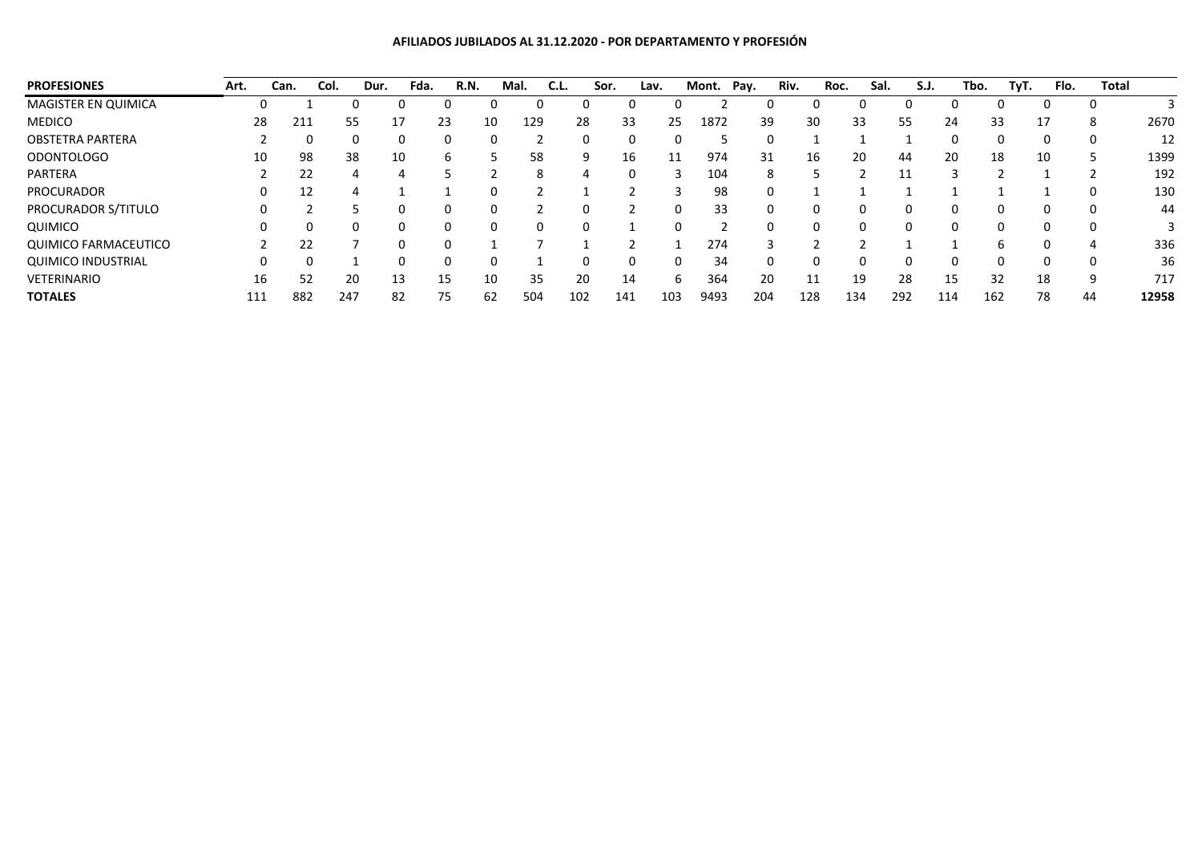**AFILIADOS JUBILADOS AL 31.12.2020 - POR DEPARTAMENTO Y PROFESIÓN**

| PROFESIONES | Art. | Can. | Col. | Dur. | Fda. | R.N. | Mal. | C.L. | Sor. | Lav. | Mont. | Pay. | Riv. | Roc. | Sal. | S.J. | Tbo. | TyT. | Flo. | Total |
|---|---|---|---|---|---|---|---|---|---|---|---|---|---|---|---|---|---|---|---|---|
| MAGISTER EN QUIMICA | 0 | 1 | 0 | 0 | 0 | 0 | 0 | 0 | 0 | 0 | 2 | 0 | 0 | 0 | 0 | 0 | 0 | 0 | 0 | 3 |
| MEDICO | 28 | 211 | 55 | 17 | 23 | 10 | 129 | 28 | 33 | 25 | 1872 | 39 | 30 | 33 | 55 | 24 | 33 | 17 | 8 | 2670 |
| OBSTETRA PARTERA | 2 | 0 | 0 | 0 | 0 | 0 | 2 | 0 | 0 | 0 | 5 | 0 | 1 | 1 | 1 | 0 | 0 | 0 | 0 | 12 |
| ODONTOLOGO | 10 | 98 | 38 | 10 | 6 | 5 | 58 | 9 | 16 | 11 | 974 | 31 | 16 | 20 | 44 | 20 | 18 | 10 | 5 | 1399 |
| PARTERA | 2 | 22 | 4 | 4 | 5 | 2 | 8 | 4 | 0 | 3 | 104 | 8 | 5 | 2 | 11 | 3 | 2 | 1 | 2 | 192 |
| PROCURADOR | 0 | 12 | 4 | 1 | 1 | 0 | 2 | 1 | 2 | 3 | 98 | 0 | 1 | 1 | 1 | 1 | 1 | 1 | 0 | 130 |
| PROCURADOR S/TITULO | 0 | 2 | 5 | 0 | 0 | 0 | 2 | 0 | 2 | 0 | 33 | 0 | 0 | 0 | 0 | 0 | 0 | 0 | 0 | 44 |
| QUIMICO | 0 | 0 | 0 | 0 | 0 | 0 | 0 | 0 | 1 | 0 | 2 | 0 | 0 | 0 | 0 | 0 | 0 | 0 | 0 | 3 |
| QUIMICO FARMACEUTICO | 2 | 22 | 7 | 0 | 0 | 1 | 7 | 1 | 2 | 1 | 274 | 3 | 2 | 2 | 1 | 1 | 6 | 0 | 4 | 336 |
| QUIMICO INDUSTRIAL | 0 | 0 | 1 | 0 | 0 | 0 | 1 | 0 | 0 | 0 | 34 | 0 | 0 | 0 | 0 | 0 | 0 | 0 | 0 | 36 |
| VETERINARIO | 16 | 52 | 20 | 13 | 15 | 10 | 35 | 20 | 14 | 6 | 364 | 20 | 11 | 19 | 28 | 15 | 32 | 18 | 9 | 717 |
| **TOTALES** | 111 | 882 | 247 | 82 | 75 | 62 | 504 | 102 | 141 | 103 | 9493 | 204 | 128 | 134 | 292 | 114 | 162 | 78 | 44 | **12958** |